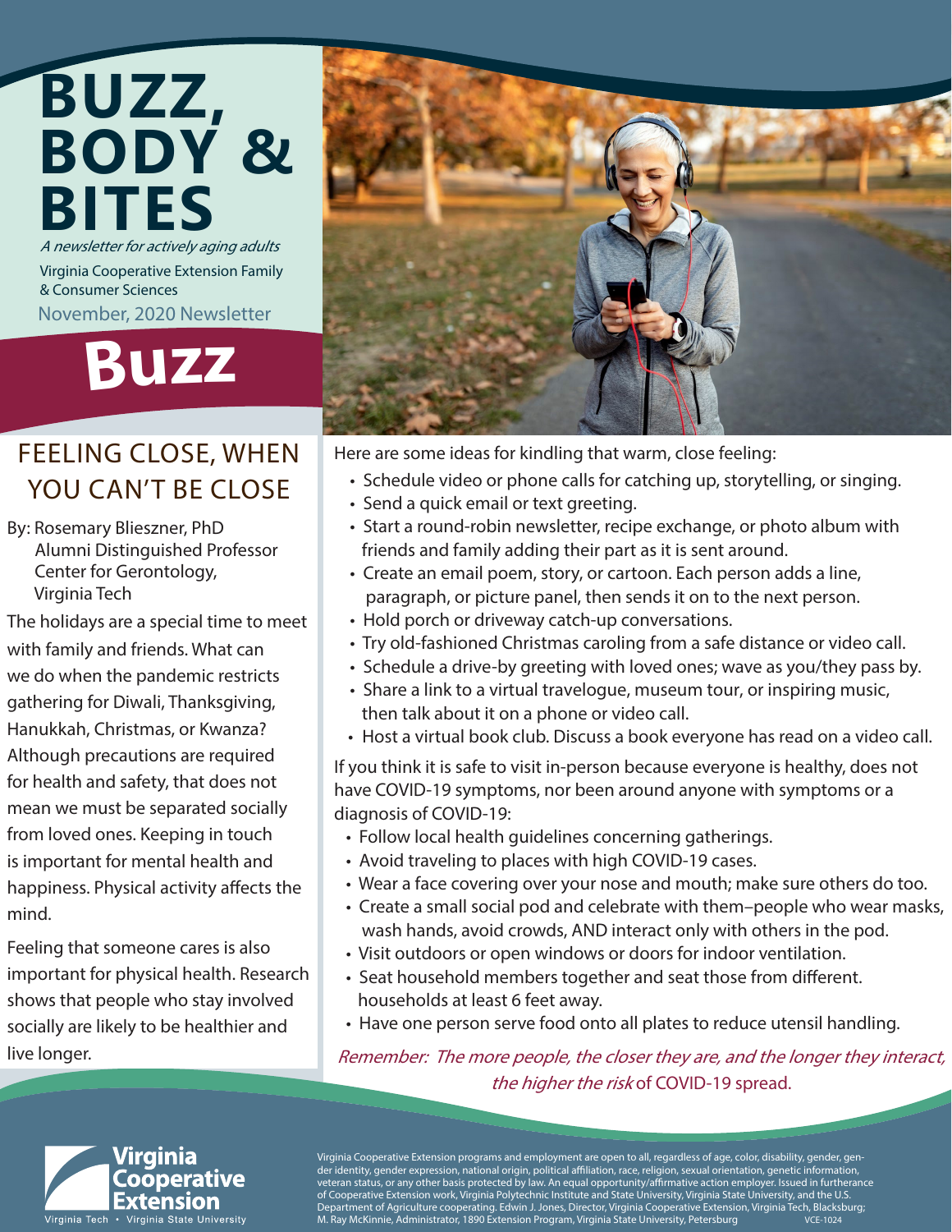# BUZZ, BODY & BITES

*A newsletter for actively aging adults*

Virginia Cooperative Extension Family & Consumer Sciences

November, 2020 Newsletter

# Buzz

## FEELING CLOSE, WHEN YOU CAN'T BE CLOSE

By: Rosemary Blieszner, PhD
Alumni Distinguished Professor
Center for Gerontology,
Virginia Tech

The holidays are a special time to meet with family and friends. What can we do when the pandemic restricts gathering for Diwali, Thanksgiving, Hanukkah, Christmas, or Kwanza? Although precautions are required for health and safety, that does not mean we must be separated socially from loved ones. Keeping in touch is important for mental health and happiness. Physical activity affects the mind.

Feeling that someone cares is also important for physical health. Research shows that people who stay involved socially are likely to be healthier and live longer.

Here are some ideas for kindling that warm, close feeling:

- Schedule video or phone calls for catching up, storytelling, or singing.
- Send a quick email or text greeting.
- Start a round-robin newsletter, recipe exchange, or photo album with friends and family adding their part as it is sent around.
- Create an email poem, story, or cartoon. Each person adds a line, paragraph, or picture panel, then sends it on to the next person.
- Hold porch or driveway catch-up conversations.
- Try old-fashioned Christmas caroling from a safe distance or video call.
- Schedule a drive-by greeting with loved ones; wave as you/they pass by.
- Share a link to a virtual travelogue, museum tour, or inspiring music, then talk about it on a phone or video call.
- Host a virtual book club. Discuss a book everyone has read on a video call.

If you think it is safe to visit in-person because everyone is healthy, does not have COVID-19 symptoms, nor been around anyone with symptoms or a diagnosis of COVID-19:

- Follow local health guidelines concerning gatherings.
- Avoid traveling to places with high COVID-19 cases.
- Wear a face covering over your nose and mouth; make sure others do too.
- Create a small social pod and celebrate with them–people who wear masks, wash hands, avoid crowds, AND interact only with others in the pod.
- Visit outdoors or open windows or doors for indoor ventilation.
- Seat household members together and seat those from different. households at least 6 feet away.
- Have one person serve food onto all plates to reduce utensil handling.

*Remember: The more people, the closer they are, and the longer they interact, the higher the risk* of COVID-19 spread.

Virginia Cooperative Extension
Virginia Tech • Virginia State University

Virginia Cooperative Extension programs and employment are open to all, regardless of age, color, disability, gender, gender identity, gender expression, national origin, political affiliation, race, religion, sexual orientation, genetic information, veteran status, or any other basis protected by law. An equal opportunity/affirmative action employer. Issued in furtherance of Cooperative Extension work, Virginia Polytechnic Institute and State University, Virginia State University, and the U.S. Department of Agriculture cooperating. Edwin J. Jones, Director, Virginia Cooperative Extension, Virginia Tech, Blacksburg; M. Ray McKinnie, Administrator, 1890 Extension Program, Virginia State University, Petersburg VCE-1024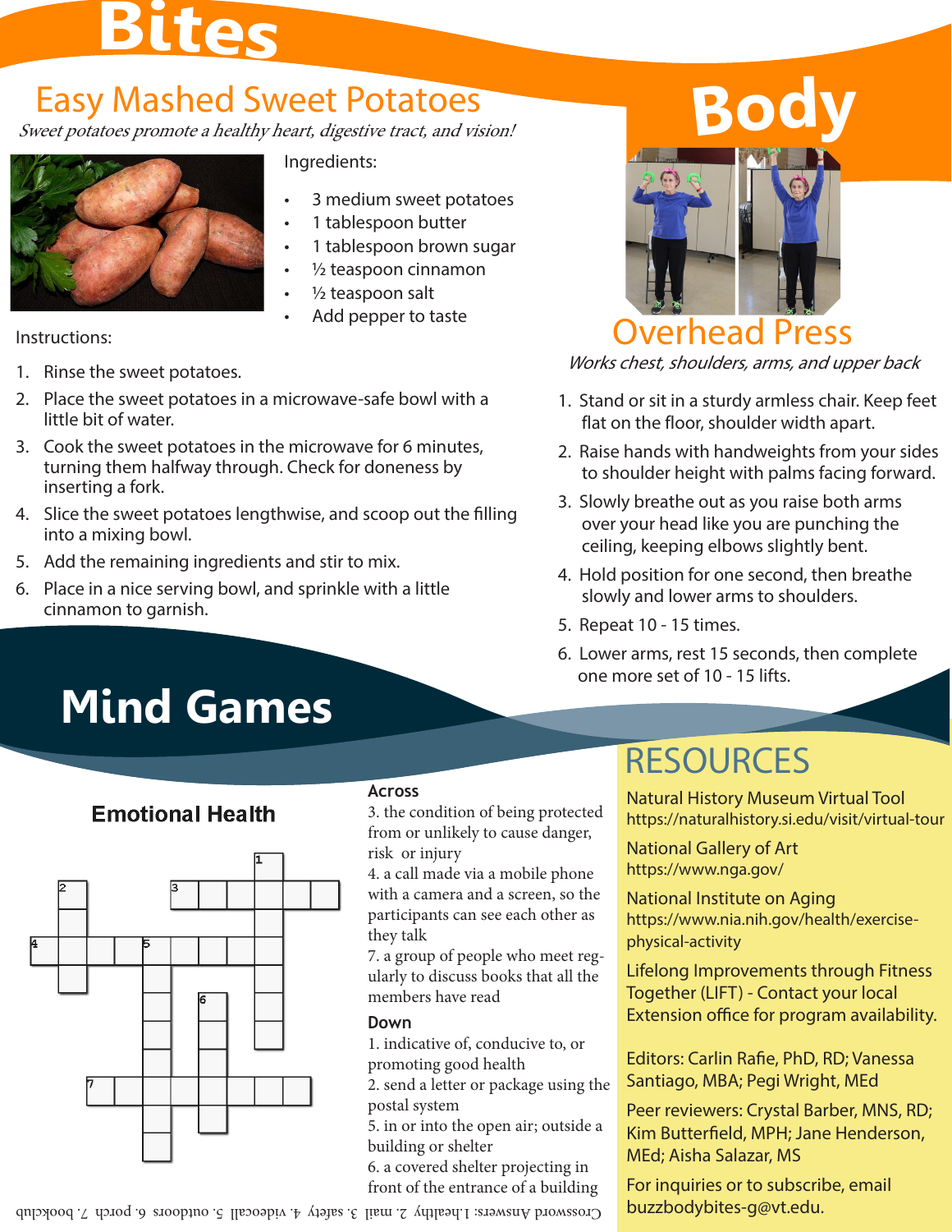# Bites

## Easy Mashed Sweet Potatoes

*Sweet potatoes promote a healthy heart, digestive tract, and vision!*

Ingredients:

- 3 medium sweet potatoes
- 1 tablespoon butter
- 1 tablespoon brown sugar
- ½ teaspoon cinnamon
- ½ teaspoon salt
- Add pepper to taste

Instructions:

1. Rinse the sweet potatoes.
2. Place the sweet potatoes in a microwave-safe bowl with a little bit of water.
3. Cook the sweet potatoes in the microwave for 6 minutes, turning them halfway through. Check for doneness by inserting a fork.
4. Slice the sweet potatoes lengthwise, and scoop out the filling into a mixing bowl.
5. Add the remaining ingredients and stir to mix.
6. Place in a nice serving bowl, and sprinkle with a little cinnamon to garnish.

# Body

## Overhead Press

*Works chest, shoulders, arms, and upper back*

1. Stand or sit in a sturdy armless chair. Keep feet flat on the floor, shoulder width apart.
2. Raise hands with handweights from your sides to shoulder height with palms facing forward.
3. Slowly breathe out as you raise both arms over your head like you are punching the ceiling, keeping elbows slightly bent.
4. Hold position for one second, then breathe slowly and lower arms to shoulders.
5. Repeat 10 - 15 times.
6. Lower arms, rest 15 seconds, then complete one more set of 10 - 15 lifts.

# Mind Games

### Emotional Health

**Across**

3. the condition of being protected from or unlikely to cause danger, risk or injury
4. a call made via a mobile phone with a camera and a screen, so the participants can see each other as they talk
7. a group of people who meet regularly to discuss books that all the members have read

**Down**

1. indicative of, conducive to, or promoting good health
2. send a letter or package using the postal system
5. in or into the open air; outside a building or shelter
6. a covered shelter projecting in front of the entrance of a building

Crossword Answers: 1.healthy 2. mail 3. safety 4. videocall 5. outdoors 6. porch 7. bookclub

# RESOURCES

Natural History Museum Virtual Tool
https://naturalhistory.si.edu/visit/virtual-tour

National Gallery of Art
https://www.nga.gov/

National Institute on Aging
https://www.nia.nih.gov/health/exercise-physical-activity

Lifelong Improvements through Fitness Together (LIFT) - Contact your local Extension office for program availability.

Editors: Carlin Rafie, PhD, RD; Vanessa Santiago, MBA; Pegi Wright, MEd

Peer reviewers: Crystal Barber, MNS, RD; Kim Butterfield, MPH; Jane Henderson, MEd; Aisha Salazar, MS

For inquiries or to subscribe, email buzzbodybites-g@vt.edu.